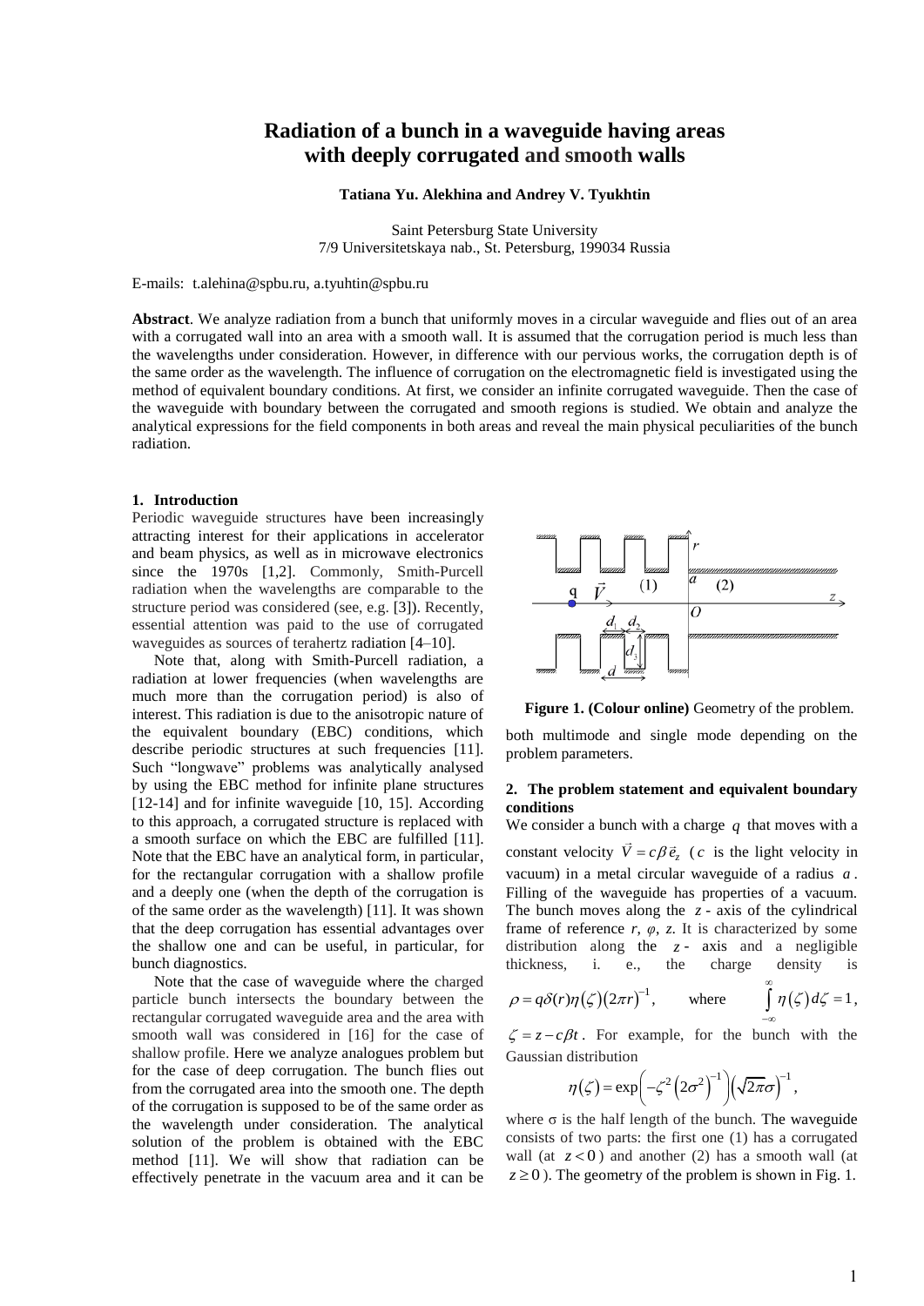# Radiation of a bunch in a waveguide having areas with deeply corrugated and smooth walls

**Tatiana Yu. Alekhina and Andrey V. Tyukhtin**

Saint Petersburg State University
7/9 Universitetskaya nab., St. Petersburg, 199034 Russia

E-mails: t.alehina@spbu.ru, a.tyuhtin@spbu.ru

**Abstract**. We analyze radiation from a bunch that uniformly moves in a circular waveguide and flies out of an area with a corrugated wall into an area with a smooth wall. It is assumed that the corrugation period is much less than the wavelengths under consideration. However, in difference with our pervious works, the corrugation depth is of the same order as the wavelength. The influence of corrugation on the electromagnetic field is investigated using the method of equivalent boundary conditions. At first, we consider an infinite corrugated waveguide. Then the case of the waveguide with boundary between the corrugated and smooth regions is studied. We obtain and analyze the analytical expressions for the field components in both areas and reveal the main physical peculiarities of the bunch radiation.

## 1. Introduction

Periodic waveguide structures have been increasingly attracting interest for their applications in accelerator and beam physics, as well as in microwave electronics since the 1970s [1,2]. Commonly, Smith-Purcell radiation when the wavelengths are comparable to the structure period was considered (see, e.g. [3]). Recently, essential attention was paid to the use of corrugated waveguides as sources of terahertz radiation [4–10].

Note that, along with Smith-Purcell radiation, a radiation at lower frequencies (when wavelengths are much more than the corrugation period) is also of interest. This radiation is due to the anisotropic nature of the equivalent boundary (EBC) conditions, which describe periodic structures at such frequencies [11]. Such "longwave" problems was analytically analysed by using the EBC method for infinite plane structures [12-14] and for infinite waveguide [10, 15]. According to this approach, a corrugated structure is replaced with a smooth surface on which the EBC are fulfilled [11]. Note that the EBC have an analytical form, in particular, for the rectangular corrugation with a shallow profile and a deeply one (when the depth of the corrugation is of the same order as the wavelength) [11]. It was shown that the deep corrugation has essential advantages over the shallow one and can be useful, in particular, for bunch diagnostics.

Note that the case of waveguide where the charged particle bunch intersects the boundary between the rectangular corrugated waveguide area and the area with smooth wall was considered in [16] for the case of shallow profile. Here we analyze analogues problem but for the case of deep corrugation. The bunch flies out from the corrugated area into the smooth one. The depth of the corrugation is supposed to be of the same order as the wavelength under consideration. The analytical solution of the problem is obtained with the EBC method [11]. We will show that radiation can be effectively penetrate in the vacuum area and it can be both multimode and single mode depending on the problem parameters.

**Figure 1. (Colour online)** Geometry of the problem.

## 2. The problem statement and equivalent boundary conditions

We consider a bunch with a charge $q$ that moves with a constant velocity $\vec{V} = c\beta\vec{e}_z$ ($c$ is the light velocity in vacuum) in a metal circular waveguide of a radius $a$. Filling of the waveguide has properties of a vacuum. The bunch moves along the $z$ - axis of the cylindrical frame of reference $r$, $\varphi$, $z$. It is characterized by some distribution along the $z$ - axis and a negligible thickness, i. e., the charge density is $\rho = q\delta(r)\eta(\zeta)(2\pi r)^{-1}$, where $\int_{-\infty}^{\infty}\eta(\zeta)\,d\zeta = 1$, $\zeta = z - c\beta t$. For example, for the bunch with the Gaussian distribution

$$\eta(\zeta) = \exp\left(-\zeta^2\left(2\sigma^2\right)^{-1}\right)\left(\sqrt{2\pi}\sigma\right)^{-1},$$

where σ is the half length of the bunch. The waveguide consists of two parts: the first one (1) has a corrugated wall (at $z < 0$) and another (2) has a smooth wall (at $z \geq 0$). The geometry of the problem is shown in Fig. 1.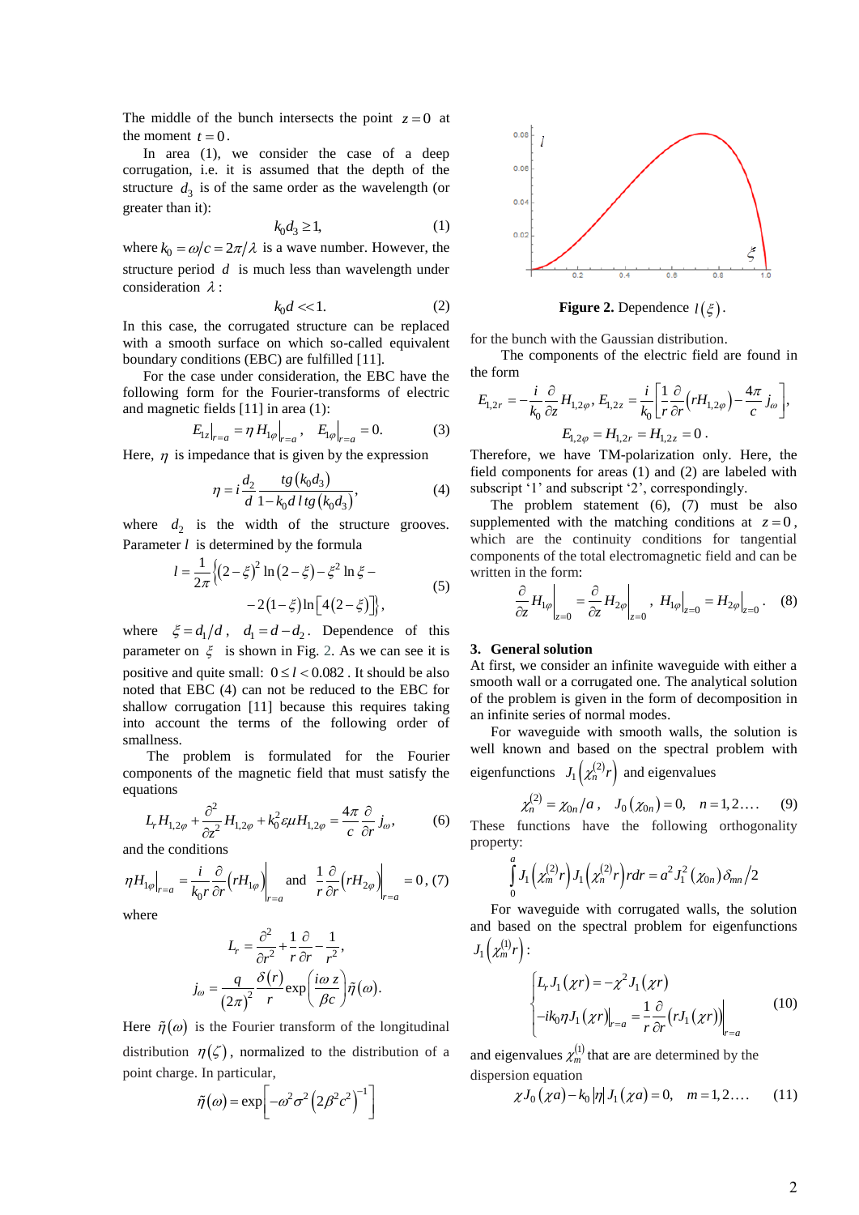The middle of the bunch intersects the point $z=0$ at the moment $t=0$.

In area (1), we consider the case of a deep corrugation, i.e. it is assumed that the depth of the structure $d_3$ is of the same order as the wavelength (or greater than it):

$$k_0 d_3 \geq 1, \qquad (1)$$

where $k_0 = \omega/c = 2\pi/\lambda$ is a wave number. However, the structure period $d$ is much less than wavelength under consideration $\lambda$:

$$k_0 d << 1. \qquad (2)$$

In this case, the corrugated structure can be replaced with a smooth surface on which so-called equivalent boundary conditions (EBC) are fulfilled [11].

For the case under consideration, the EBC have the following form for the Fourier-transforms of electric and magnetic fields [11] in area (1):

$$E_{1z}\big|_{r=a} = \eta H_{1\varphi}\big|_{r=a}, \quad E_{1\varphi}\big|_{r=a} = 0. \qquad (3)$$

Here, $\eta$ is impedance that is given by the expression

$$\eta = i\frac{d_2}{d}\frac{tg(k_0 d_3)}{1 - k_0 d\, l\, tg(k_0 d_3)}, \qquad (4)$$

where $d_2$ is the width of the structure grooves. Parameter $l$ is determined by the formula

$$l = \frac{1}{2\pi}\Big\{(2-\xi)^2 \ln(2-\xi) - \xi^2 \ln \xi - -2(1-\xi)\ln\left[4(2-\xi)\right]\Big\}, \qquad (5)$$

where $\xi = d_1/d$, $d_1 = d - d_2$. Dependence of this parameter on $\xi$ is shown in Fig. 2. As we can see it is positive and quite small: $0 \le l < 0.082$. It should be also noted that EBC (4) can not be reduced to the EBC for shallow corrugation [11] because this requires taking into account the terms of the following order of smallness.

The problem is formulated for the Fourier components of the magnetic field that must satisfy the equations

$$L_r H_{1,2\varphi} + \frac{\partial^2}{\partial z^2} H_{1,2\varphi} + k_0^2 \varepsilon\mu H_{1,2\varphi} = \frac{4\pi}{c}\frac{\partial}{\partial r} j_\omega, \qquad (6)$$

and the conditions

$$\eta H_{1\varphi}\big|_{r=a} = \frac{i}{k_0 r}\frac{\partial}{\partial r}\left(r H_{1\varphi}\right)\Big|_{r=a} \quad \text{and} \quad \frac{1}{r}\frac{\partial}{\partial r}\left(r H_{2\varphi}\right)\Big|_{r=a} = 0, \qquad (7)$$

where

$$L_r = \frac{\partial^2}{\partial r^2} + \frac{1}{r}\frac{\partial}{\partial r} - \frac{1}{r^2},$$

$$j_\omega = \frac{q}{(2\pi)^2}\frac{\delta(r)}{r}\exp\left(\frac{i\omega z}{\beta c}\right)\tilde{\eta}(\omega).$$

Here $\tilde{\eta}(\omega)$ is the Fourier transform of the longitudinal distribution $\eta(\zeta)$, normalized to the distribution of a point charge. In particular,

$$\tilde{\eta}(\omega) = \exp\left[-\omega^2\sigma^2\left(2\beta^2 c^2\right)^{-1}\right]$$

**Figure 2.** Dependence $l(\xi)$.

for the bunch with the Gaussian distribution.

The components of the electric field are found in the form

$$E_{1,2r} = -\frac{i}{k_0}\frac{\partial}{\partial z} H_{1,2\varphi}, \; E_{1,2z} = \frac{i}{k_0}\left[\frac{1}{r}\frac{\partial}{\partial r}\left(r H_{1,2\varphi}\right) - \frac{4\pi}{c} j_\omega\right],$$

$$E_{1,2\varphi} = H_{1,2r} = H_{1,2z} = 0.$$

Therefore, we have TM-polarization only. Here, the field components for areas (1) and (2) are labeled with subscript '1' and subscript '2', correspondingly.

The problem statement (6), (7) must be also supplemented with the matching conditions at $z=0$, which are the continuity conditions for tangential components of the total electromagnetic field and can be written in the form:

$$\frac{\partial}{\partial z} H_{1\varphi}\Big|_{z=0} = \frac{\partial}{\partial z} H_{2\varphi}\Big|_{z=0}, \quad H_{1\varphi}\big|_{z=0} = H_{2\varphi}\big|_{z=0}. \qquad (8)$$

## 3. General solution

At first, we consider an infinite waveguide with either a smooth wall or a corrugated one. The analytical solution of the problem is given in the form of decomposition in an infinite series of normal modes.

For waveguide with smooth walls, the solution is well known and based on the spectral problem with eigenfunctions $J_1\left(\chi_n^{(2)} r\right)$ and eigenvalues

$$\chi_n^{(2)} = \chi_{0n}/a, \quad J_0(\chi_{0n}) = 0, \quad n = 1,2\ldots. \qquad (9)$$

These functions have the following orthogonality property:

$$\int_0^a J_1\left(\chi_m^{(2)} r\right) J_1\left(\chi_n^{(2)} r\right) r dr = a^2 J_1^2(\chi_{0n})\,\delta_{mn}/2$$

For waveguide with corrugated walls, the solution and based on the spectral problem for eigenfunctions $J_1\left(\chi_m^{(1)} r\right)$:

$$\begin{cases} L_r J_1(\chi r) = -\chi^2 J_1(\chi r) \\ -ik_0 \eta J_1(\chi r)\big|_{r=a} = \dfrac{1}{r}\dfrac{\partial}{\partial r}\left(r J_1(\chi r)\right)\Big|_{r=a} \end{cases} \qquad (10)$$

and eigenvalues $\chi_m^{(1)}$ that are are determined by the dispersion equation

$$\chi J_0(\chi a) - k_0 |\eta| J_1(\chi a) = 0, \quad m = 1,2\ldots. \qquad (11)$$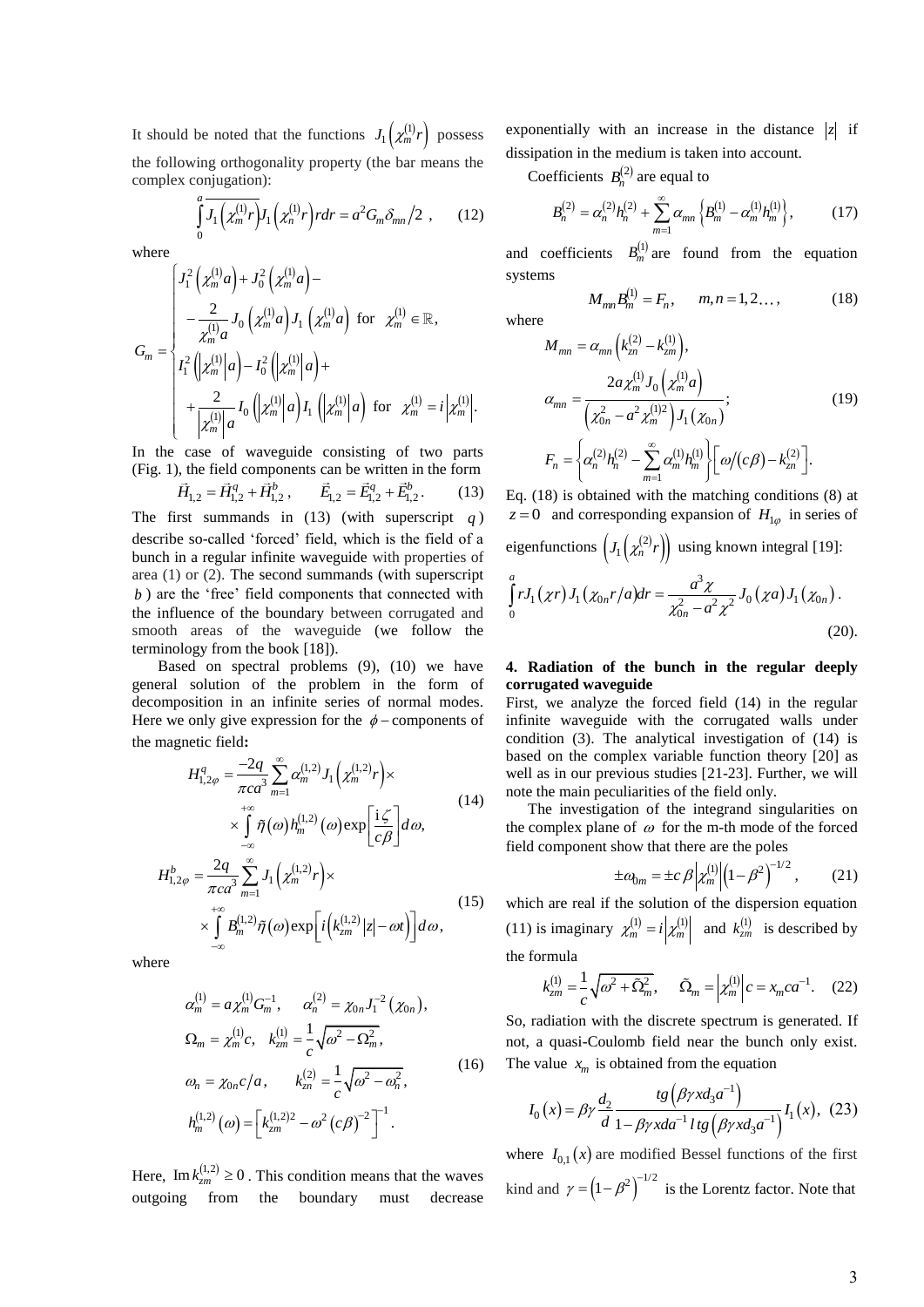It should be noted that the functions $J_1\left(\chi_m^{(1)}r\right)$ possess the following orthogonality property (the bar means the complex conjugation):

$$\int_0^a \overline{J_1\left(\chi_m^{(1)}r\right)} J_1\left(\chi_n^{(1)}r\right) r dr = a^2 G_m \delta_{mn}/2 \ , \qquad (12)$$

where

$$G_m = \begin{cases} J_1^2\left(\chi_m^{(1)}a\right) + J_0^2\left(\chi_m^{(1)}a\right) - \\ -\dfrac{2}{\chi_m^{(1)}a} J_0\left(\chi_m^{(1)}a\right) J_1\left(\chi_m^{(1)}a\right) \text{ for } \chi_m^{(1)} \in \mathbb{R}, \\ I_1^2\left(\left|\chi_m^{(1)}\right|a\right) - I_0^2\left(\left|\chi_m^{(1)}\right|a\right) + \\ +\dfrac{2}{\left|\chi_m^{(1)}\right|a} I_0\left(\left|\chi_m^{(1)}\right|a\right) I_1\left(\left|\chi_m^{(1)}\right|a\right) \text{ for } \chi_m^{(1)} = i\left|\chi_m^{(1)}\right|. \end{cases}$$

In the case of waveguide consisting of two parts (Fig. 1), the field components can be written in the form

$$\vec{H}_{1,2} = \vec{H}_{1,2}^q + \vec{H}_{1,2}^b, \qquad \vec{E}_{1,2} = \vec{E}_{1,2}^q + \vec{E}_{1,2}^b. \qquad (13)$$

The first summands in (13) (with superscript $q$) describe so-called 'forced' field, which is the field of a bunch in a regular infinite waveguide with properties of area (1) or (2). The second summands (with superscript $b$) are the 'free' field components that connected with the influence of the boundary between corrugated and smooth areas of the waveguide (we follow the terminology from the book [18]).

Based on spectral problems (9), (10) we have general solution of the problem in the form of decomposition in an infinite series of normal modes. Here we only give expression for the $\phi$ – components of the magnetic field**:**

$$H_{1,2\varphi}^q = \frac{-2q}{\pi c a^3} \sum_{m=1}^{\infty} \alpha_m^{(1,2)} J_1\left(\chi_m^{(1,2)}r\right) \times \\ \times \int_{-\infty}^{+\infty} \tilde{\eta}(\omega) h_m^{(1,2)}(\omega) \exp\left[\frac{i\zeta}{c\beta}\right] d\omega, \qquad (14)$$

$$H_{1,2\varphi}^b = \frac{2q}{\pi c a^3} \sum_{m=1}^{\infty} J_1\left(\chi_m^{(1,2)}r\right) \times \\ \times \int_{-\infty}^{+\infty} B_m^{(1,2)} \tilde{\eta}(\omega) \exp\left[i\left(k_{zm}^{(1,2)}|z| - \omega t\right)\right] d\omega, \qquad (15)$$

where

$$\begin{aligned} &\alpha_m^{(1)} = a\chi_m^{(1)} G_m^{-1}, \qquad \alpha_n^{(2)} = \chi_{0n} J_1^{-2}\left(\chi_{0n}\right), \\ &\Omega_m = \chi_m^{(1)} c, \quad k_{zm}^{(1)} = \frac{1}{c}\sqrt{\omega^2 - \Omega_m^2}, \\ &\omega_n = \chi_{0n} c/a, \qquad k_{zn}^{(2)} = \frac{1}{c}\sqrt{\omega^2 - \omega_n^2}, \\ &h_m^{(1,2)}(\omega) = \left[k_{zm}^{(1,2)2} - \omega^2 (c\beta)^{-2}\right]^{-1}. \end{aligned} \qquad (16)$$

Here, $\operatorname{Im} k_{zm}^{(1,2)} \geq 0$. This condition means that the waves outgoing from the boundary must decrease exponentially with an increase in the distance $|z|$ if dissipation in the medium is taken into account.

Coefficients $B_n^{(2)}$ are equal to

$$B_n^{(2)} = \alpha_n^{(2)} h_n^{(2)} + \sum_{m=1}^{\infty} \alpha_{mn} \left\{B_m^{(1)} - \alpha_m^{(1)} h_m^{(1)}\right\}, \qquad (17)$$

and coefficients $B_m^{(1)}$ are found from the equation systems

$$M_{mn} B_m^{(1)} = F_n, \qquad m, n = 1, 2 \ldots, \qquad (18)$$

where

$$\begin{aligned} &M_{mn} = \alpha_{mn}\left(k_{zn}^{(2)} - k_{zm}^{(1)}\right), \\ &\alpha_{mn} = \frac{2a\chi_m^{(1)} J_0\left(\chi_m^{(1)}a\right)}{\left(\chi_{0n}^2 - a^2\chi_m^{(1)2}\right) J_1\left(\chi_{0n}\right)}; \\ &F_n = \left\{\alpha_n^{(2)} h_n^{(2)} - \sum_{m=1}^{\infty} \alpha_m^{(1)} h_m^{(1)}\right\}\left[\omega/(c\beta) - k_{zn}^{(2)}\right]. \end{aligned} \qquad (19)$$

Eq. (18) is obtained with the matching conditions (8) at $z = 0$ and corresponding expansion of $H_{1\varphi}$ in series of eigenfunctions $\left(J_1\left(\chi_n^{(2)}r\right)\right)$ using known integral [19]:

$$\int_0^a r J_1(\chi r) J_1\left(\chi_{0n} r/a\right) dr = \frac{a^3 \chi}{\chi_{0n}^2 - a^2\chi^2} J_0(\chi a) J_1\left(\chi_{0n}\right). \qquad (20).$$

## 4. Radiation of the bunch in the regular deeply corrugated waveguide

First, we analyze the forced field (14) in the regular infinite waveguide with the corrugated walls under condition (3). The analytical investigation of (14) is based on the complex variable function theory [20] as well as in our previous studies [21-23]. Further, we will note the main peculiarities of the field only.

The investigation of the integrand singularities on the complex plane of $\omega$ for the m-th mode of the forced field component show that there are the poles

$$\pm\omega_{0m} = \pm c\beta\left|\chi_m^{(1)}\right|\left(1 - \beta^2\right)^{-1/2}, \qquad (21)$$

which are real if the solution of the dispersion equation (11) is imaginary $\chi_m^{(1)} = i\left|\chi_m^{(1)}\right|$ and $k_{zm}^{(1)}$ is described by the formula

$$k_{zm}^{(1)} = \frac{1}{c}\sqrt{\omega^2 + \tilde{\Omega}_m^2}, \qquad \tilde{\Omega}_m = \left|\chi_m^{(1)}\right| c = x_m c a^{-1}. \qquad (22)$$

So, radiation with the discrete spectrum is generated. If not, a quasi-Coulomb field near the bunch only exist. The value $x_m$ is obtained from the equation

$$I_0(x) = \beta\gamma \frac{d_2}{d} \frac{tg\left(\beta\gamma x d_3 a^{-1}\right)}{1 - \beta\gamma x d a^{-1} l\, tg\left(\beta\gamma x d_3 a^{-1}\right)} I_1(x), \quad (23)$$

where $I_{0,1}(x)$ are modified Bessel functions of the first kind and $\gamma = \left(1 - \beta^2\right)^{-1/2}$ is the Lorentz factor. Note that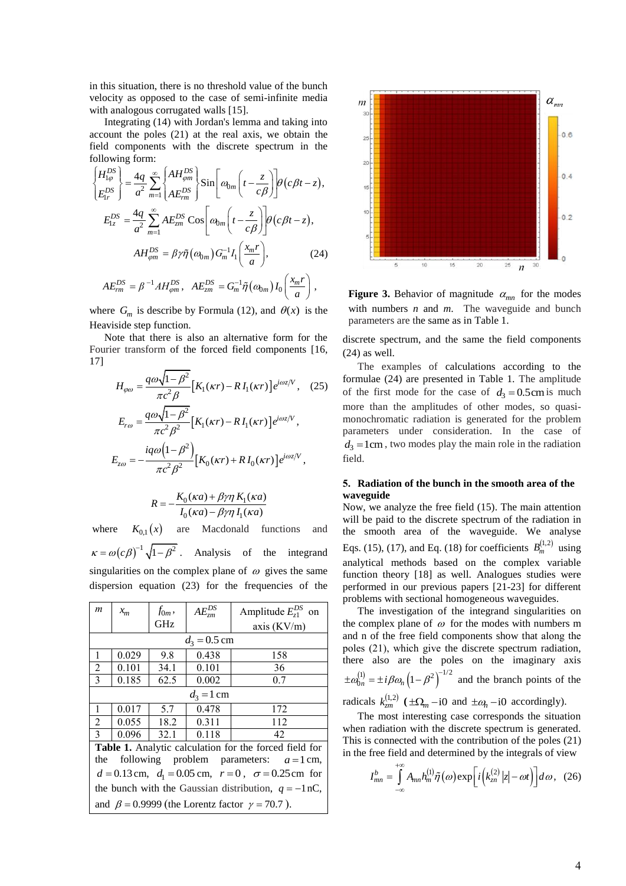in this situation, there is no threshold value of the bunch velocity as opposed to the case of semi-infinite media with analogous corrugated walls [15].

Integrating (14) with Jordan's lemma and taking into account the poles (21) at the real axis, we obtain the field components with the discrete spectrum in the following form:

$$\begin{Bmatrix} H_{1\varphi}^{DS} \\ E_{1r}^{DS} \end{Bmatrix} = \frac{4q}{a^2} \sum_{m=1}^{\infty} \begin{Bmatrix} AH_{\varphi m}^{DS} \\ AE_{rm}^{DS} \end{Bmatrix} \mathrm{Sin}\left[\omega_{0m}\left(t - \frac{z}{c\beta}\right)\right]\theta(c\beta t - z),$$

$$E_{1z}^{DS} = \frac{4q}{a^2} \sum_{m=1}^{\infty} AE_{zm}^{DS} \,\mathrm{Cos}\left[\omega_{0m}\left(t - \frac{z}{c\beta}\right)\right]\theta(c\beta t - z),$$

$$AH_{\varphi m}^{DS} = \beta\gamma\tilde{\eta}(\omega_{0m}) G_m^{-1} I_1\left(\frac{x_m r}{a}\right), \quad (24)$$

$$AE_{rm}^{DS} = \beta^{-1} AH_{\varphi m}^{DS}, \quad AE_{zm}^{DS} = G_m^{-1}\tilde{\eta}(\omega_{0m}) I_0\left(\frac{x_m r}{a}\right),$$

where $G_m$ is describe by Formula (12), and $\theta(x)$ is the Heaviside step function.

Note that there is also an alternative form for the Fourier transform of the forced field components [16, 17]

$$H_{\varphi\omega} = \frac{q\omega\sqrt{1-\beta^2}}{\pi c^2 \beta}\left[K_1(\kappa r) - R\, I_1(\kappa r)\right] e^{i\omega z/V}, \quad (25)$$

$$E_{r\omega} = \frac{q\omega\sqrt{1-\beta^2}}{\pi c^2 \beta^2}\left[K_1(\kappa r) - R\, I_1(\kappa r)\right] e^{i\omega z/V},$$

$$E_{z\omega} = -\frac{iq\omega\left(1-\beta^2\right)}{\pi c^2 \beta^2}\left[K_0(\kappa r) + R\, I_0(\kappa r)\right] e^{i\omega z/V},$$

$$R = -\frac{K_0(\kappa a) + \beta\gamma\eta\, K_1(\kappa a)}{I_0(\kappa a) - \beta\gamma\eta\, I_1(\kappa a)}$$

where $K_{0,1}(x)$ are Macdonald functions and $\kappa = \omega(c\beta)^{-1}\sqrt{1-\beta^2}$. Analysis of the integrand singularities on the complex plane of $\omega$ gives the same dispersion equation (23) for the frequencies of the discrete spectrum, and the same the field components (24) as well.

| $m$ | $x_m$ | $f_{0m}$, GHz | $AE_{zm}^{DS}$ | Amplitude $E_{z1}^{DS}$ on axis (KV/m) |
|---|---|---|---|---|
| $d_3 = 0.5\,\mathrm{cm}$ | | | | |
| 1 | 0.029 | 9.8 | 0.438 | 158 |
| 2 | 0.101 | 34.1 | 0.101 | 36 |
| 3 | 0.185 | 62.5 | 0.002 | 0.7 |
| $d_3 = 1\,\mathrm{cm}$ | | | | |
| 1 | 0.017 | 5.7 | 0.478 | 172 |
| 2 | 0.055 | 18.2 | 0.311 | 112 |
| 3 | 0.096 | 32.1 | 0.118 | 42 |

**Table 1.** Analytic calculation for the forced field for the following problem parameters: $a = 1\,\mathrm{cm}$, $d = 0.13\,\mathrm{cm}$, $d_1 = 0.05\,\mathrm{cm}$, $r = 0$, $\sigma = 0.25\,\mathrm{cm}$ for the bunch with the Gaussian distribution, $q = -1\,\mathrm{nC}$, and $\beta = 0.9999$ (the Lorentz factor $\gamma = 70.7$).

**Figure 3.** Behavior of magnitude $\alpha_{mn}$ for the modes with numbers $n$ and $m$. The waveguide and bunch parameters are the same as in Table 1.

The examples of calculations according to the formulae (24) are presented in Table 1. The amplitude of the first mode for the case of $d_3 = 0.5\,\mathrm{cm}$ is much more than the amplitudes of other modes, so quasi-monochromatic radiation is generated for the problem parameters under consideration. In the case of $d_3 = 1\,\mathrm{cm}$, two modes play the main role in the radiation field.

## 5. Radiation of the bunch in the smooth area of the waveguide

Now, we analyze the free field (15). The main attention will be paid to the discrete spectrum of the radiation in the smooth area of the waveguide. We analyse Eqs. (15), (17), and Eq. (18) for coefficients $B_m^{(1,2)}$ using analytical methods based on the complex variable function theory [18] as well. Analogues studies were performed in our previous papers [21-23] for different problems with sectional homogeneous waveguides.

The investigation of the integrand singularities on the complex plane of $\omega$ for the modes with numbers m and n of the free field components show that along the poles (21), which give the discrete spectrum radiation, there also are the poles on the imaginary axis $\pm\omega_{0n}^{(1)} = \pm i\beta\omega_n\left(1-\beta^2\right)^{-1/2}$ and the branch points of the radicals $k_{zm}^{(1,2)}$ ($\pm\Omega_m - i0$ and $\pm\omega_n - i0$ accordingly).

The most interesting case corresponds the situation when radiation with the discrete spectrum is generated. This is connected with the contribution of the poles (21) in the free field and determined by the integrals of view

$$I_{mn}^b = \int_{-\infty}^{+\infty} A_{mn} h_m^{(1)} \tilde{\eta}(\omega) \exp\left[i\left(k_{zn}^{(2)}|z| - \omega t\right)\right] d\omega, \quad (26)$$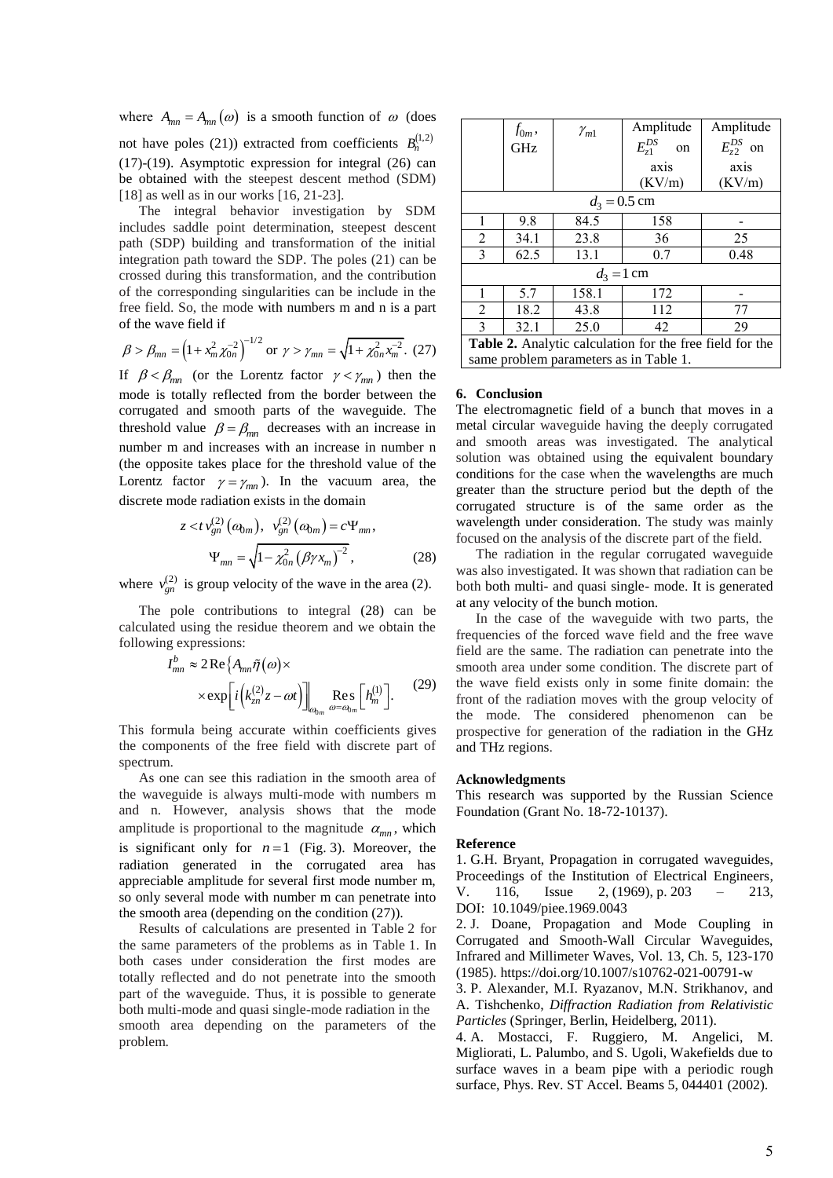where $A_{mn} = A_{mn}(\omega)$ is a smooth function of $\omega$ (does not have poles (21)) extracted from coefficients $B_n^{(1,2)}$ (17)-(19). Asymptotic expression for integral (26) can be obtained with the steepest descent method (SDM) [18] as well as in our works [16, 21-23].

The integral behavior investigation by SDM includes saddle point determination, steepest descent path (SDP) building and transformation of the initial integration path toward the SDP. The poles (21) can be crossed during this transformation, and the contribution of the corresponding singularities can be include in the free field. So, the mode with numbers m and n is a part of the wave field if

$$\beta > \beta_{mn} = \left(1 + x_m^2 \chi_{0n}^{-2}\right)^{-1/2} \text{ or } \gamma > \gamma_{mn} = \sqrt{1 + \chi_{0n}^2 x_m^{-2}}. \quad (27)$$

If $\beta < \beta_{mn}$ (or the Lorentz factor $\gamma < \gamma_{mn}$) then the mode is totally reflected from the border between the corrugated and smooth parts of the waveguide. The threshold value $\beta = \beta_{mn}$ decreases with an increase in number m and increases with an increase in number n (the opposite takes place for the threshold value of the Lorentz factor $\gamma = \gamma_{mn}$). In the vacuum area, the discrete mode radiation exists in the domain

$$z < t\, v_{gn}^{(2)}(\omega_{0m}), \;\; v_{gn}^{(2)}(\omega_{0m}) = c\Psi_{mn},$$
$$\Psi_{mn} = \sqrt{1 - \chi_{0n}^2 (\beta\gamma x_m)^{-2}}, \quad (28)$$

where $v_{gn}^{(2)}$ is group velocity of the wave in the area (2).

The pole contributions to integral (28) can be calculated using the residue theorem and we obtain the following expressions:

$$I_{mn}^b \approx 2\,\mathrm{Re}\left\{A_{mn}\tilde{\eta}(\omega) \times \times \exp\left[i\left(k_{zn}^{(2)} z - \omega t\right)\right]\right|_{\omega_{0m}} \underset{\omega=\omega_{0m}}{\mathrm{Res}}\left[h_m^{(1)}\right]. \quad (29)$$

This formula being accurate within coefficients gives the components of the free field with discrete part of spectrum.

As one can see this radiation in the smooth area of the waveguide is always multi-mode with numbers m and n. However, analysis shows that the mode amplitude is proportional to the magnitude $\alpha_{mn}$, which is significant only for $n = 1$ (Fig. 3). Moreover, the radiation generated in the corrugated area has appreciable amplitude for several first mode number m, so only several mode with number m can penetrate into the smooth area (depending on the condition (27)).

Results of calculations are presented in Table 2 for the same parameters of the problems as in Table 1. In both cases under consideration the first modes are totally reflected and do not penetrate into the smooth part of the waveguide. Thus, it is possible to generate both multi-mode and quasi single-mode radiation in the smooth area depending on the parameters of the problem.

| | $f_{0m}$, GHz | $\gamma_{m1}$ | Amplitude $E_{z1}^{DS}$ on axis (KV/m) | Amplitude $E_{z2}^{DS}$ on axis (KV/m) |
|---|---|---|---|---|
| $d_3 = 0.5$ cm | | | | |
| 1 | 9.8 | 84.5 | 158 | - |
| 2 | 34.1 | 23.8 | 36 | 25 |
| 3 | 62.5 | 13.1 | 0.7 | 0.48 |
| $d_3 = 1$ cm | | | | |
| 1 | 5.7 | 158.1 | 172 | - |
| 2 | 18.2 | 43.8 | 112 | 77 |
| 3 | 32.1 | 25.0 | 42 | 29 |

**Table 2.** Analytic calculation for the free field for the same problem parameters as in Table 1.

## 6. Conclusion

The electromagnetic field of a bunch that moves in a metal circular waveguide having the deeply corrugated and smooth areas was investigated. The analytical solution was obtained using the equivalent boundary conditions for the case when the wavelengths are much greater than the structure period but the depth of the corrugated structure is of the same order as the wavelength under consideration. The study was mainly focused on the analysis of the discrete part of the field.

The radiation in the regular corrugated waveguide was also investigated. It was shown that radiation can be both both multi- and quasi single- mode. It is generated at any velocity of the bunch motion.

In the case of the waveguide with two parts, the frequencies of the forced wave field and the free wave field are the same. The radiation can penetrate into the smooth area under some condition. The discrete part of the wave field exists only in some finite domain: the front of the radiation moves with the group velocity of the mode. The considered phenomenon can be prospective for generation of the radiation in the GHz and THz regions.

### Acknowledgments

This research was supported by the Russian Science Foundation (Grant No. 18-72-10137).

### Reference

1. G.H. Bryant, Propagation in corrugated waveguides, Proceedings of the Institution of Electrical Engineers, V. 116, Issue 2, (1969), p. 203 – 213, DOI: 10.1049/piee.1969.0043
2. J. Doane, Propagation and Mode Coupling in Corrugated and Smooth-Wall Circular Waveguides, Infrared and Millimeter Waves, Vol. 13, Ch. 5, 123-170 (1985). https://doi.org/10.1007/s10762-021-00791-w
3. P. Alexander, M.I. Ryazanov, M.N. Strikhanov, and A. Tishchenko, *Diffraction Radiation from Relativistic Particles* (Springer, Berlin, Heidelberg, 2011).
4. A. Mostacci, F. Ruggiero, M. Angelici, M. Migliorati, L. Palumbo, and S. Ugoli, Wakefields due to surface waves in a beam pipe with a periodic rough surface, Phys. Rev. ST Accel. Beams 5, 044401 (2002).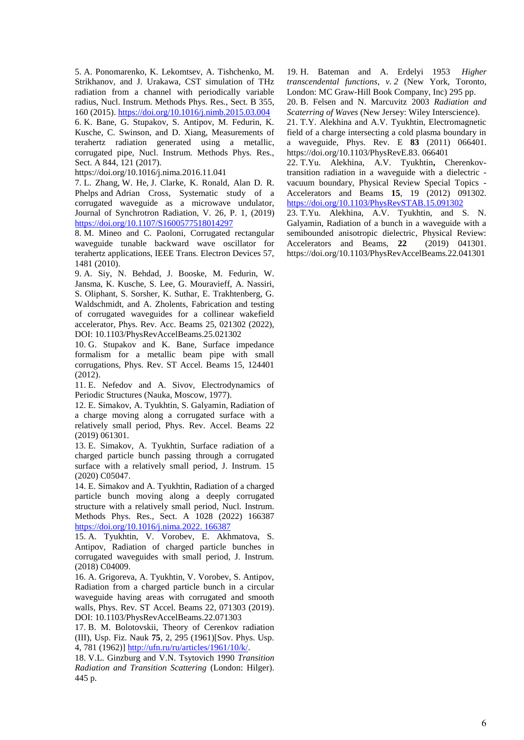5. A. Ponomarenko, K. Lekomtsev, A. Tishchenko, M. Strikhanov, and J. Urakawa, CST simulation of THz radiation from a channel with periodically variable radius, Nucl. Instrum. Methods Phys. Res., Sect. B 355, 160 (2015). https://doi.org/10.1016/j.nimb.2015.03.004

6. K. Bane, G. Stupakov, S. Antipov, M. Fedurin, K. Kusche, C. Swinson, and D. Xiang, Measurements of terahertz radiation generated using a metallic, corrugated pipe, Nucl. Instrum. Methods Phys. Res., Sect. A 844, 121 (2017). https://doi.org/10.1016/j.nima.2016.11.041

7. L. Zhang, W. He, J. Clarke, K. Ronald, Alan D. R. Phelps and Adrian Cross, Systematic study of a corrugated waveguide as a microwave undulator, Journal of Synchrotron Radiation, V. 26, P. 1, (2019) https://doi.org/10.1107/S1600577518014297

8. M. Mineo and C. Paoloni, Corrugated rectangular waveguide tunable backward wave oscillator for terahertz applications, IEEE Trans. Electron Devices 57, 1481 (2010).

9. A. Siy, N. Behdad, J. Booske, M. Fedurin, W. Jansma, K. Kusche, S. Lee, G. Mouravieff, A. Nassiri, S. Oliphant, S. Sorsher, K. Suthar, E. Trakhtenberg, G. Waldschmidt, and A. Zholents, Fabrication and testing of corrugated waveguides for a collinear wakefield accelerator, Phys. Rev. Acc. Beams 25, 021302 (2022), DOI: 10.1103/PhysRevAccelBeams.25.021302

10. G. Stupakov and K. Bane, Surface impedance formalism for a metallic beam pipe with small corrugations, Phys. Rev. ST Accel. Beams 15, 124401 (2012).

11. E. Nefedov and A. Sivov, Electrodynamics of Periodic Structures (Nauka, Moscow, 1977).

12. E. Simakov, A. Tyukhtin, S. Galyamin, Radiation of a charge moving along a corrugated surface with a relatively small period, Phys. Rev. Accel. Beams 22 (2019) 061301.

13. E. Simakov, A. Tyukhtin, Surface radiation of a charged particle bunch passing through a corrugated surface with a relatively small period, J. Instrum. 15 (2020) C05047.

14. E. Simakov and A. Tyukhtin, Radiation of a charged particle bunch moving along a deeply corrugated structure with a relatively small period, Nucl. Instrum. Methods Phys. Res., Sect. A 1028 (2022) 166387 https://doi.org/10.1016/j.nima.2022. 166387

15. A. Tyukhtin, V. Vorobev, E. Akhmatova, S. Antipov, Radiation of charged particle bunches in corrugated waveguides with small period, J. Instrum. (2018) C04009.

16. A. Grigoreva, A. Tyukhtin, V. Vorobev, S. Antipov, Radiation from a charged particle bunch in a circular waveguide having areas with corrugated and smooth walls, Phys. Rev. ST Accel. Beams 22, 071303 (2019). DOI: 10.1103/PhysRevAccelBeams.22.071303

17. B. M. Bolotovskii, Theory of Cerenkov radiation (III), Usp. Fiz. Nauk **75**, 2, 295 (1961)[Sov. Phys. Usp. 4, 781 (1962)] http://ufn.ru/ru/articles/1961/10/k/.

18. V.L. Ginzburg and V.N. Tsytovich 1990 *Transition Radiation and Transition Scattering* (London: Hilger). 445 p.

19. H. Bateman and A. Erdelyi 1953 *Higher transcendental functions*, *v. 2* (New York, Toronto, London: MC Graw-Hill Book Company, Inc) 295 pp.

20. B. Felsen and N. Marcuvitz 2003 *Radiation and Scaterring of Waves* (New Jersey: Wiley Interscience).

21. T.Y. Alekhina and A.V. Tyukhtin, Electromagnetic field of a charge intersecting a cold plasma boundary in a waveguide, Phys. Rev. E **83** (2011) 066401. https://doi.org/10.1103/PhysRevE.83. 066401

22. T.Yu. Alekhina, A.V. Tyukhtin**,** Cherenkov-transition radiation in a waveguide with a dielectric - vacuum boundary, Physical Review Special Topics - Accelerators and Beams **15**, 19 (2012) 091302. https://doi.org/10.1103/PhysRevSTAB.15.091302

23. T.Yu. Alekhina, A.V. Tyukhtin, and S. N. Galyamin, Radiation of a bunch in a waveguide with a semibounded anisotropic dielectric, Physical Review: Accelerators and Beams, **22** (2019) 041301. https://doi.org/10.1103/PhysRevAccelBeams.22.041301